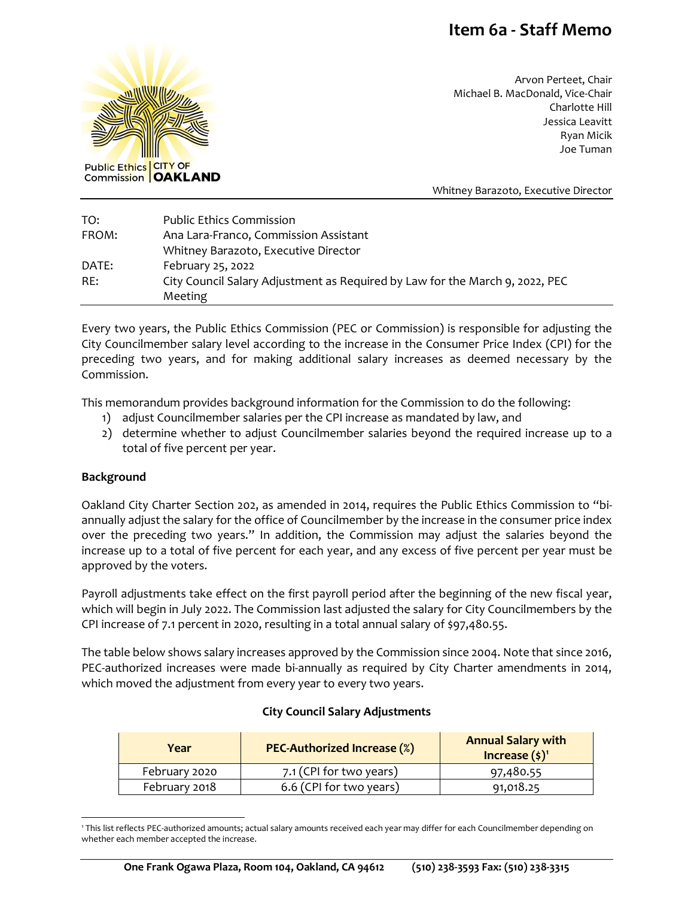# Item 6a - Staff Memo

Public Ethics Commission | CITY OF OAKLAND

Arvon Perteet, Chair
Michael B. MacDonald, Vice-Chair
Charlotte Hill
Jessica Leavitt
Ryan Micik
Joe Tuman

Whitney Barazoto, Executive Director

TO: Public Ethics Commission
FROM: Ana Lara-Franco, Commission Assistant
Whitney Barazoto, Executive Director
DATE: February 25, 2022
RE: City Council Salary Adjustment as Required by Law for the March 9, 2022, PEC Meeting

Every two years, the Public Ethics Commission (PEC or Commission) is responsible for adjusting the City Councilmember salary level according to the increase in the Consumer Price Index (CPI) for the preceding two years, and for making additional salary increases as deemed necessary by the Commission.

This memorandum provides background information for the Commission to do the following:

1) adjust Councilmember salaries per the CPI increase as mandated by law, and
2) determine whether to adjust Councilmember salaries beyond the required increase up to a total of five percent per year.

**Background**

Oakland City Charter Section 202, as amended in 2014, requires the Public Ethics Commission to "bi-annually adjust the salary for the office of Councilmember by the increase in the consumer price index over the preceding two years." In addition, the Commission may adjust the salaries beyond the increase up to a total of five percent for each year, and any excess of five percent per year must be approved by the voters.

Payroll adjustments take effect on the first payroll period after the beginning of the new fiscal year, which will begin in July 2022. The Commission last adjusted the salary for City Councilmembers by the CPI increase of 7.1 percent in 2020, resulting in a total annual salary of $97,480.55.

The table below shows salary increases approved by the Commission since 2004. Note that since 2016, PEC-authorized increases were made bi-annually as required by City Charter amendments in 2014, which moved the adjustment from every year to every two years.

**City Council Salary Adjustments**

| Year | PEC-Authorized Increase (%) | Annual Salary with Increase ($)[1] |
|---|---|---|
| February 2020 | 7.1 (CPI for two years) | 97,480.55 |
| February 2018 | 6.6 (CPI for two years) | 91,018.25 |

[1] This list reflects PEC-authorized amounts; actual salary amounts received each year may differ for each Councilmember depending on whether each member accepted the increase.

**One Frank Ogawa Plaza, Room 104, Oakland, CA 94612 (510) 238-3593 Fax: (510) 238-3315**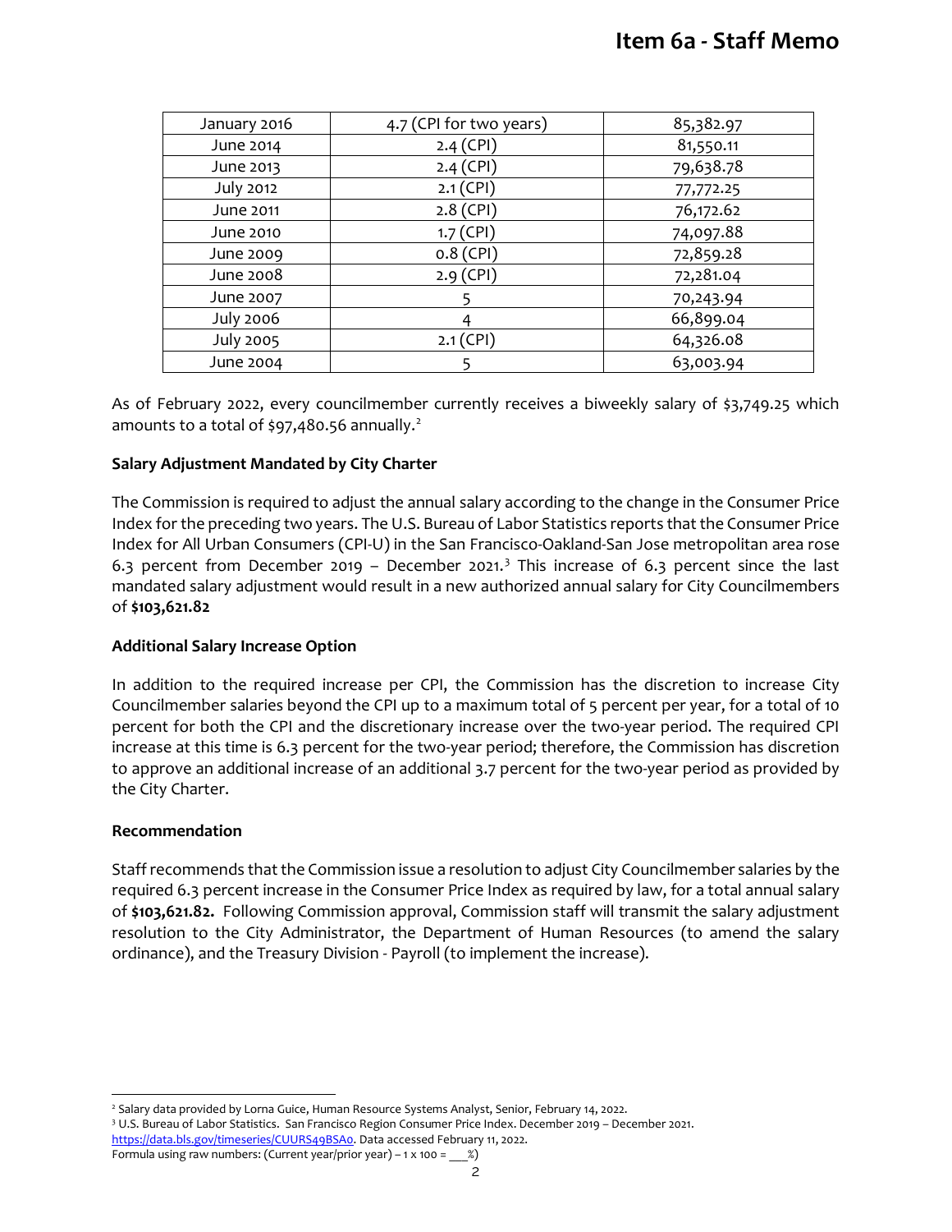| | | |
|---|---|---|
| January 2016 | 4.7 (CPI for two years) | 85,382.97 |
| June 2014 | 2.4 (CPI) | 81,550.11 |
| June 2013 | 2.4 (CPI) | 79,638.78 |
| July 2012 | 2.1 (CPI) | 77,772.25 |
| June 2011 | 2.8 (CPI) | 76,172.62 |
| June 2010 | 1.7 (CPI) | 74,097.88 |
| June 2009 | 0.8 (CPI) | 72,859.28 |
| June 2008 | 2.9 (CPI) | 72,281.04 |
| June 2007 | 5 | 70,243.94 |
| July 2006 | 4 | 66,899.04 |
| July 2005 | 2.1 (CPI) | 64,326.08 |
| June 2004 | 5 | 63,003.94 |

As of February 2022, every councilmember currently receives a biweekly salary of $3,749.25 which amounts to a total of $97,480.56 annually.[2]

**Salary Adjustment Mandated by City Charter**

The Commission is required to adjust the annual salary according to the change in the Consumer Price Index for the preceding two years. The U.S. Bureau of Labor Statistics reports that the Consumer Price Index for All Urban Consumers (CPI-U) in the San Francisco-Oakland-San Jose metropolitan area rose 6.3 percent from December 2019 – December 2021.[3] This increase of 6.3 percent since the last mandated salary adjustment would result in a new authorized annual salary for City Councilmembers of **$103,621.82**

**Additional Salary Increase Option**

In addition to the required increase per CPI, the Commission has the discretion to increase City Councilmember salaries beyond the CPI up to a maximum total of 5 percent per year, for a total of 10 percent for both the CPI and the discretionary increase over the two-year period. The required CPI increase at this time is 6.3 percent for the two-year period; therefore, the Commission has discretion to approve an additional increase of an additional 3.7 percent for the two-year period as provided by the City Charter.

**Recommendation**

Staff recommends that the Commission issue a resolution to adjust City Councilmember salaries by the required 6.3 percent increase in the Consumer Price Index as required by law, for a total annual salary of **$103,621.82.** Following Commission approval, Commission staff will transmit the salary adjustment resolution to the City Administrator, the Department of Human Resources (to amend the salary ordinance), and the Treasury Division - Payroll (to implement the increase).

---

[2] Salary data provided by Lorna Guice, Human Resource Systems Analyst, Senior, February 14, 2022.

[3] U.S. Bureau of Labor Statistics. San Francisco Region Consumer Price Index. December 2019 – December 2021. https://data.bls.gov/timeseries/CUURS49BSA0. Data accessed February 11, 2022.
Formula using raw numbers: (Current year/prior year) – 1 x 100 = ___%)